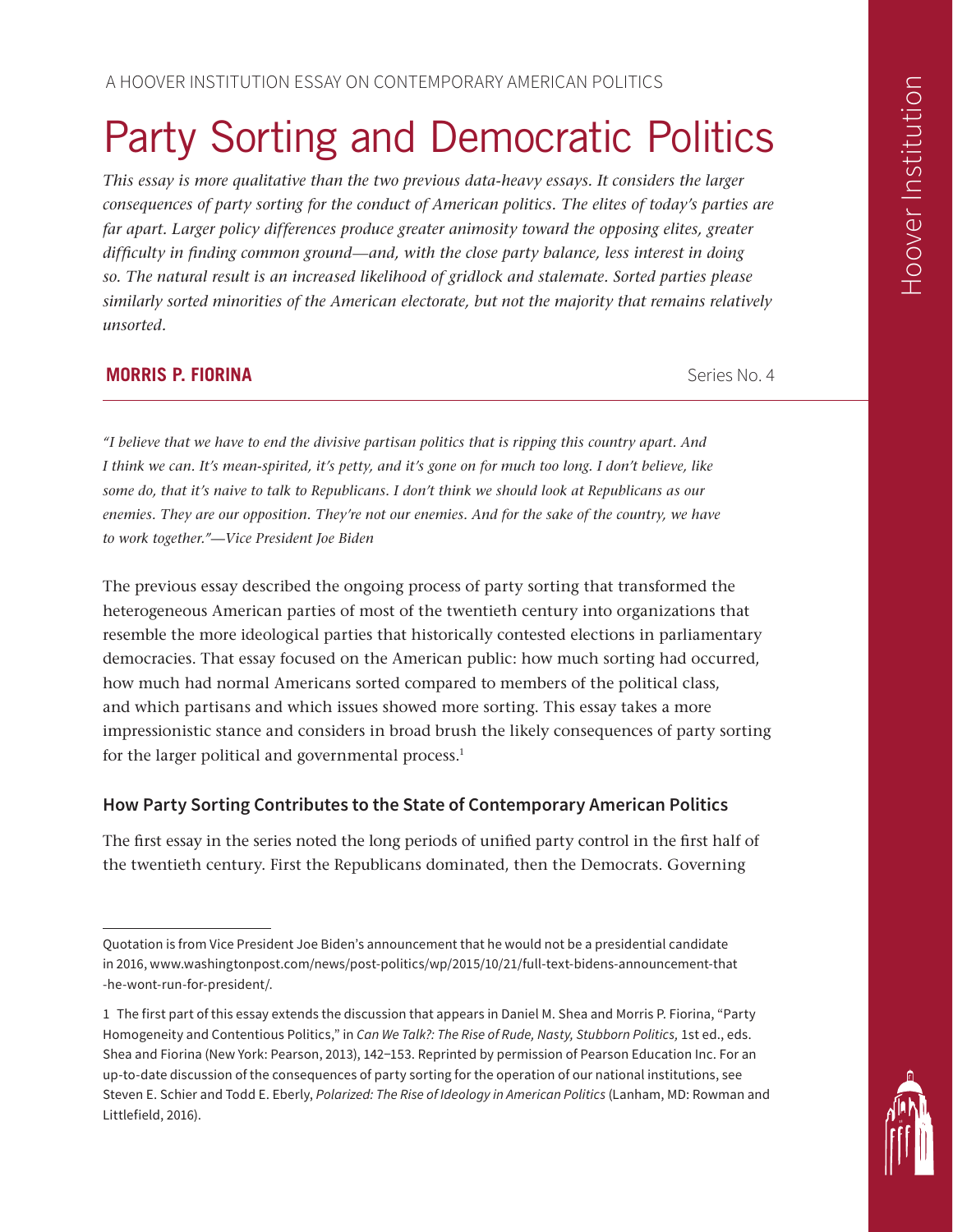A HOOVER INSTITUTION ESSAY ON CONTEMPORARY AMERICAN POLITICS

# Party Sorting and Democratic Politics

*This essay is more qualitative than the two previous data-heavy essays. It considers the larger consequences of party sorting for the conduct of American politics. The elites of today's parties are far apart. Larger policy differences produce greater animosity toward the opposing elites, greater difficulty in finding common ground—and, with the close party balance, less interest in doing so. The natural result is an increased likelihood of gridlock and stalemate. Sorted parties please similarly sorted minorities of the American electorate, but not the majority that remains relatively unsorted.*

**MORRIS P. FIORINA**

Series No. 4

*"I believe that we have to end the divisive partisan politics that is ripping this country apart. And I think we can. It's mean-spirited, it's petty, and it's gone on for much too long. I don't believe, like some do, that it's naive to talk to Republicans. I don't think we should look at Republicans as our enemies. They are our opposition. They're not our enemies. And for the sake of the country, we have to work together."—Vice President Joe Biden*

The previous essay described the ongoing process of party sorting that transformed the heterogeneous American parties of most of the twentieth century into organizations that resemble the more ideological parties that historically contested elections in parliamentary democracies. That essay focused on the American public: how much sorting had occurred, how much had normal Americans sorted compared to members of the political class, and which partisans and which issues showed more sorting. This essay takes a more impressionistic stance and considers in broad brush the likely consequences of party sorting for the larger political and governmental process.[1]

## How Party Sorting Contributes to the State of Contemporary American Politics

The first essay in the series noted the long periods of unified party control in the first half of the twentieth century. First the Republicans dominated, then the Democrats. Governing

---

Quotation is from Vice President Joe Biden's announcement that he would not be a presidential candidate in 2016, www.washingtonpost.com/news/post-politics/wp/2015/10/21/full-text-bidens-announcement-that-he-wont-run-for-president/.

1 The first part of this essay extends the discussion that appears in Daniel M. Shea and Morris P. Fiorina, "Party Homogeneity and Contentious Politics," in *Can We Talk?: The Rise of Rude, Nasty, Stubborn Politics,* 1st ed., eds. Shea and Fiorina (New York: Pearson, 2013), 142–153. Reprinted by permission of Pearson Education Inc. For an up-to-date discussion of the consequences of party sorting for the operation of our national institutions, see Steven E. Schier and Todd E. Eberly, *Polarized: The Rise of Ideology in American Politics* (Lanham, MD: Rowman and Littlefield, 2016).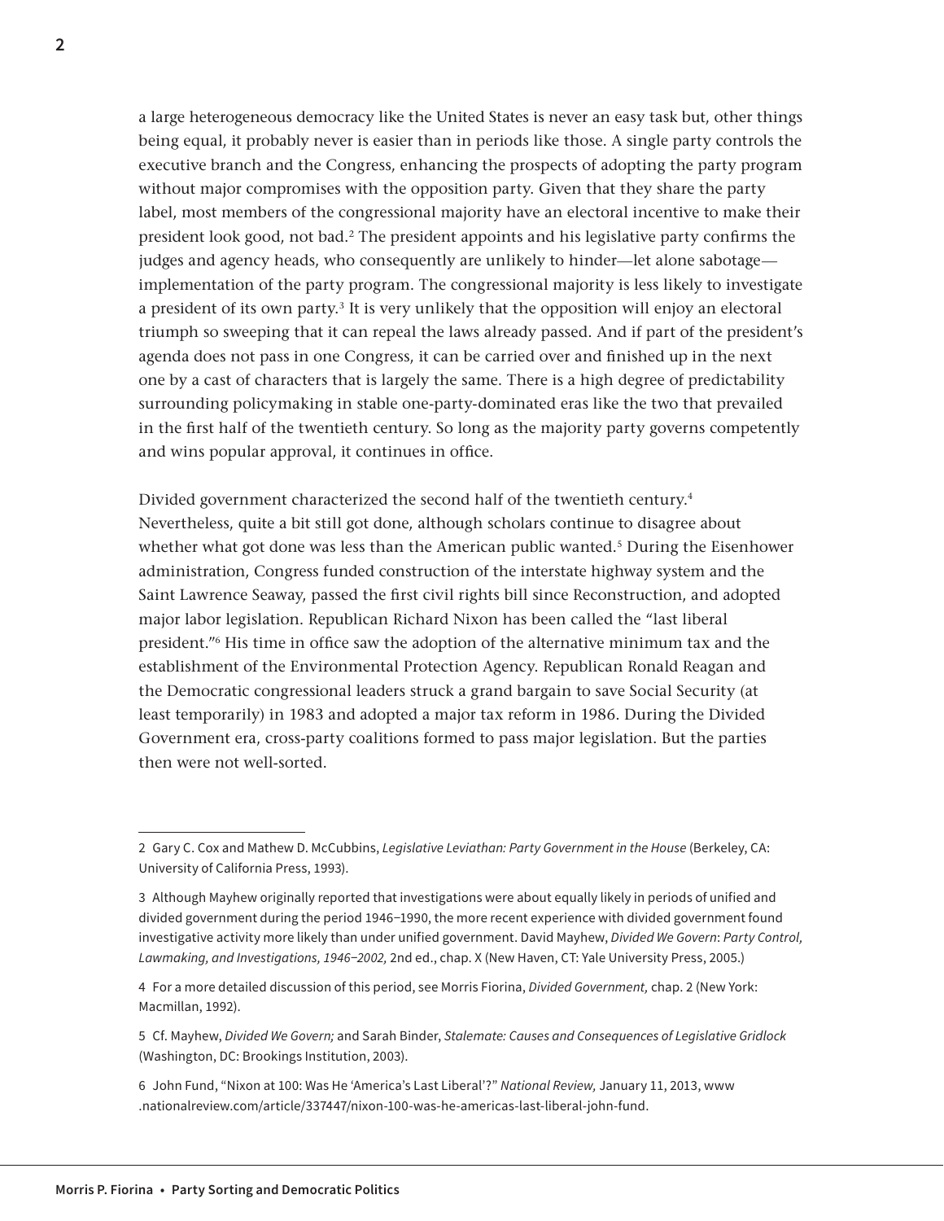a large heterogeneous democracy like the United States is never an easy task but, other things being equal, it probably never is easier than in periods like those. A single party controls the executive branch and the Congress, enhancing the prospects of adopting the party program without major compromises with the opposition party. Given that they share the party label, most members of the congressional majority have an electoral incentive to make their president look good, not bad.[2] The president appoints and his legislative party confirms the judges and agency heads, who consequently are unlikely to hinder—let alone sabotage—implementation of the party program. The congressional majority is less likely to investigate a president of its own party.[3] It is very unlikely that the opposition will enjoy an electoral triumph so sweeping that it can repeal the laws already passed. And if part of the president's agenda does not pass in one Congress, it can be carried over and finished up in the next one by a cast of characters that is largely the same. There is a high degree of predictability surrounding policymaking in stable one-party-dominated eras like the two that prevailed in the first half of the twentieth century. So long as the majority party governs competently and wins popular approval, it continues in office.

Divided government characterized the second half of the twentieth century.[4] Nevertheless, quite a bit still got done, although scholars continue to disagree about whether what got done was less than the American public wanted.[5] During the Eisenhower administration, Congress funded construction of the interstate highway system and the Saint Lawrence Seaway, passed the first civil rights bill since Reconstruction, and adopted major labor legislation. Republican Richard Nixon has been called the "last liberal president."[6] His time in office saw the adoption of the alternative minimum tax and the establishment of the Environmental Protection Agency. Republican Ronald Reagan and the Democratic congressional leaders struck a grand bargain to save Social Security (at least temporarily) in 1983 and adopted a major tax reform in 1986. During the Divided Government era, cross-party coalitions formed to pass major legislation. But the parties then were not well-sorted.

---

2 Gary C. Cox and Mathew D. McCubbins, *Legislative Leviathan: Party Government in the House* (Berkeley, CA: University of California Press, 1993).

3 Although Mayhew originally reported that investigations were about equally likely in periods of unified and divided government during the period 1946–1990, the more recent experience with divided government found investigative activity more likely than under unified government. David Mayhew, *Divided We Govern*: *Party Control, Lawmaking, and Investigations, 1946–2002,* 2nd ed., chap. X (New Haven, CT: Yale University Press, 2005.)

4 For a more detailed discussion of this period, see Morris Fiorina, *Divided Government,* chap. 2 (New York: Macmillan, 1992).

5 Cf. Mayhew, *Divided We Govern;* and Sarah Binder, *Stalemate: Causes and Consequences of Legislative Gridlock* (Washington, DC: Brookings Institution, 2003).

6 John Fund, "Nixon at 100: Was He 'America's Last Liberal'?" *National Review,* January 11, 2013, www.nationalreview.com/article/337447/nixon-100-was-he-americas-last-liberal-john-fund.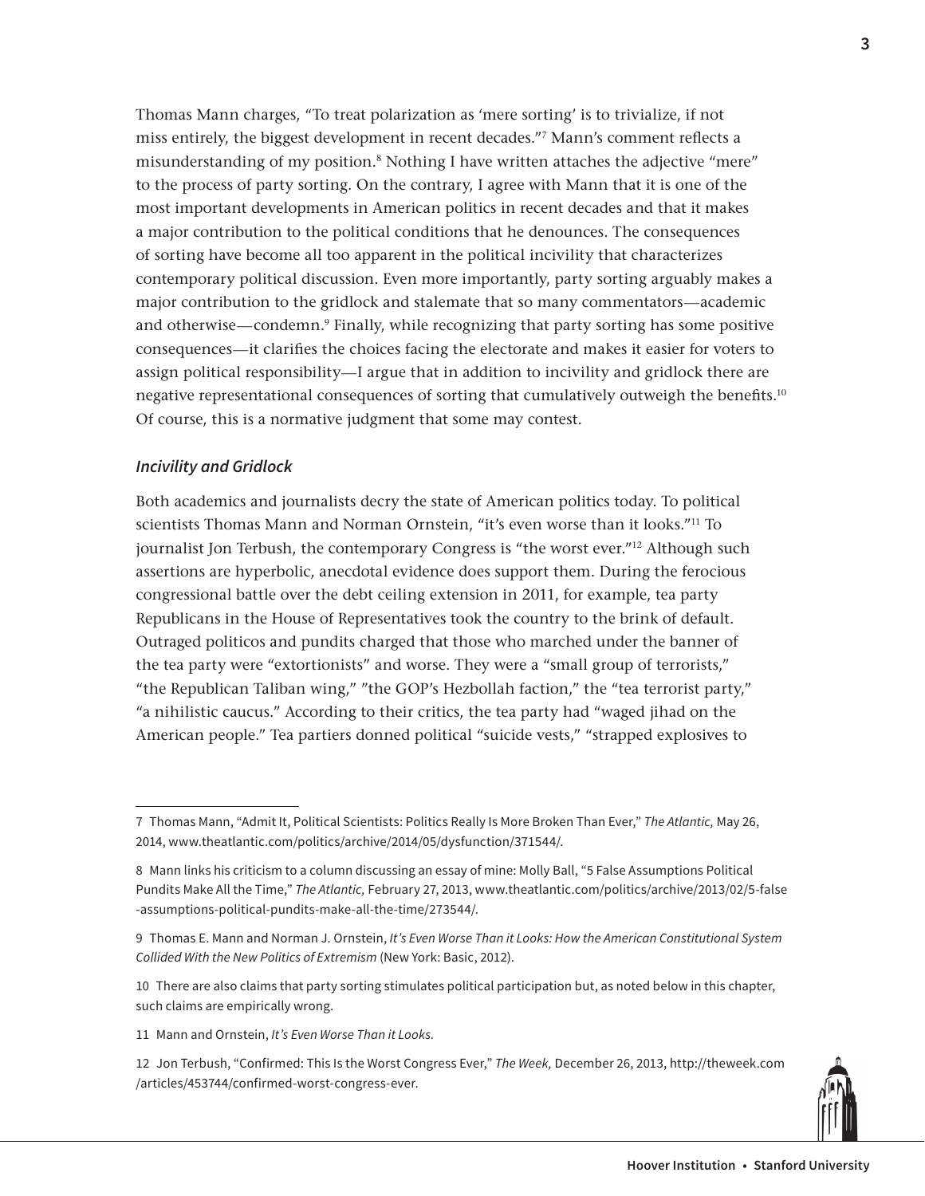Thomas Mann charges, "To treat polarization as 'mere sorting' is to trivialize, if not miss entirely, the biggest development in recent decades."[7] Mann's comment reflects a misunderstanding of my position.[8] Nothing I have written attaches the adjective "mere" to the process of party sorting. On the contrary, I agree with Mann that it is one of the most important developments in American politics in recent decades and that it makes a major contribution to the political conditions that he denounces. The consequences of sorting have become all too apparent in the political incivility that characterizes contemporary political discussion. Even more importantly, party sorting arguably makes a major contribution to the gridlock and stalemate that so many commentators—academic and otherwise—condemn.[9] Finally, while recognizing that party sorting has some positive consequences—it clarifies the choices facing the electorate and makes it easier for voters to assign political responsibility—I argue that in addition to incivility and gridlock there are negative representational consequences of sorting that cumulatively outweigh the benefits.[10] Of course, this is a normative judgment that some may contest.

### *Incivility and Gridlock*

Both academics and journalists decry the state of American politics today. To political scientists Thomas Mann and Norman Ornstein, "it's even worse than it looks."[11] To journalist Jon Terbush, the contemporary Congress is "the worst ever."[12] Although such assertions are hyperbolic, anecdotal evidence does support them. During the ferocious congressional battle over the debt ceiling extension in 2011, for example, tea party Republicans in the House of Representatives took the country to the brink of default. Outraged politicos and pundits charged that those who marched under the banner of the tea party were "extortionists" and worse. They were a "small group of terrorists," "the Republican Taliban wing," "the GOP's Hezbollah faction," the "tea terrorist party," "a nihilistic caucus." According to their critics, the tea party had "waged jihad on the American people." Tea partiers donned political "suicide vests," "strapped explosives to

---

7 Thomas Mann, "Admit It, Political Scientists: Politics Really Is More Broken Than Ever," *The Atlantic,* May 26, 2014, www.theatlantic.com/politics/archive/2014/05/dysfunction/371544/.

8 Mann links his criticism to a column discussing an essay of mine: Molly Ball, "5 False Assumptions Political Pundits Make All the Time," *The Atlantic,* February 27, 2013, www.theatlantic.com/politics/archive/2013/02/5-false-assumptions-political-pundits-make-all-the-time/273544/.

9 Thomas E. Mann and Norman J. Ornstein, *It's Even Worse Than it Looks: How the American Constitutional System Collided With the New Politics of Extremism* (New York: Basic, 2012).

10 There are also claims that party sorting stimulates political participation but, as noted below in this chapter, such claims are empirically wrong.

11 Mann and Ornstein, *It's Even Worse Than it Looks.*

12 Jon Terbush, "Confirmed: This Is the Worst Congress Ever," *The Week,* December 26, 2013, http://theweek.com/articles/453744/confirmed-worst-congress-ever.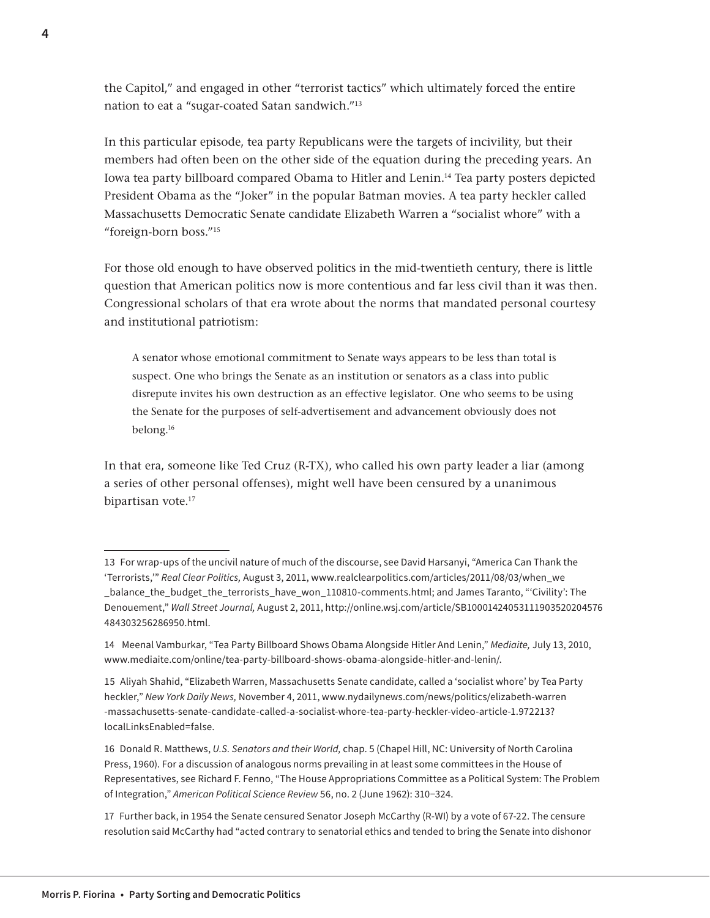the Capitol," and engaged in other "terrorist tactics" which ultimately forced the entire nation to eat a "sugar-coated Satan sandwich."[13]

In this particular episode, tea party Republicans were the targets of incivility, but their members had often been on the other side of the equation during the preceding years. An Iowa tea party billboard compared Obama to Hitler and Lenin.[14] Tea party posters depicted President Obama as the "Joker" in the popular Batman movies. A tea party heckler called Massachusetts Democratic Senate candidate Elizabeth Warren a "socialist whore" with a "foreign-born boss."[15]

For those old enough to have observed politics in the mid-twentieth century, there is little question that American politics now is more contentious and far less civil than it was then. Congressional scholars of that era wrote about the norms that mandated personal courtesy and institutional patriotism:

> A senator whose emotional commitment to Senate ways appears to be less than total is suspect. One who brings the Senate as an institution or senators as a class into public disrepute invites his own destruction as an effective legislator. One who seems to be using the Senate for the purposes of self-advertisement and advancement obviously does not belong.[16]

In that era, someone like Ted Cruz (R-TX), who called his own party leader a liar (among a series of other personal offenses), might well have been censured by a unanimous bipartisan vote.[17]

---

13 For wrap-ups of the uncivil nature of much of the discourse, see David Harsanyi, "America Can Thank the 'Terrorists,'" *Real Clear Politics,* August 3, 2011, www.realclearpolitics.com/articles/2011/08/03/when_we_balance_the_budget_the_terrorists_have_won_110810-comments.html; and James Taranto, "'Civility': The Denouement," *Wall Street Journal,* August 2, 2011, http://online.wsj.com/article/SB10001424053111903520204576484303256286950.html.

14 Meenal Vamburkar, "Tea Party Billboard Shows Obama Alongside Hitler And Lenin," *Mediaite,* July 13, 2010, www.mediaite.com/online/tea-party-billboard-shows-obama-alongside-hitler-and-lenin/.

15 Aliyah Shahid, "Elizabeth Warren, Massachusetts Senate candidate, called a 'socialist whore' by Tea Party heckler," *New York Daily News,* November 4, 2011, www.nydailynews.com/news/politics/elizabeth-warren-massachusetts-senate-candidate-called-a-socialist-whore-tea-party-heckler-video-article-1.972213?localLinksEnabled=false.

16 Donald R. Matthews, *U.S. Senators and their World,* chap. 5 (Chapel Hill, NC: University of North Carolina Press, 1960). For a discussion of analogous norms prevailing in at least some committees in the House of Representatives, see Richard F. Fenno, "The House Appropriations Committee as a Political System: The Problem of Integration," *American Political Science Review* 56, no. 2 (June 1962): 310–324.

17 Further back, in 1954 the Senate censured Senator Joseph McCarthy (R-WI) by a vote of 67-22. The censure resolution said McCarthy had "acted contrary to senatorial ethics and tended to bring the Senate into dishonor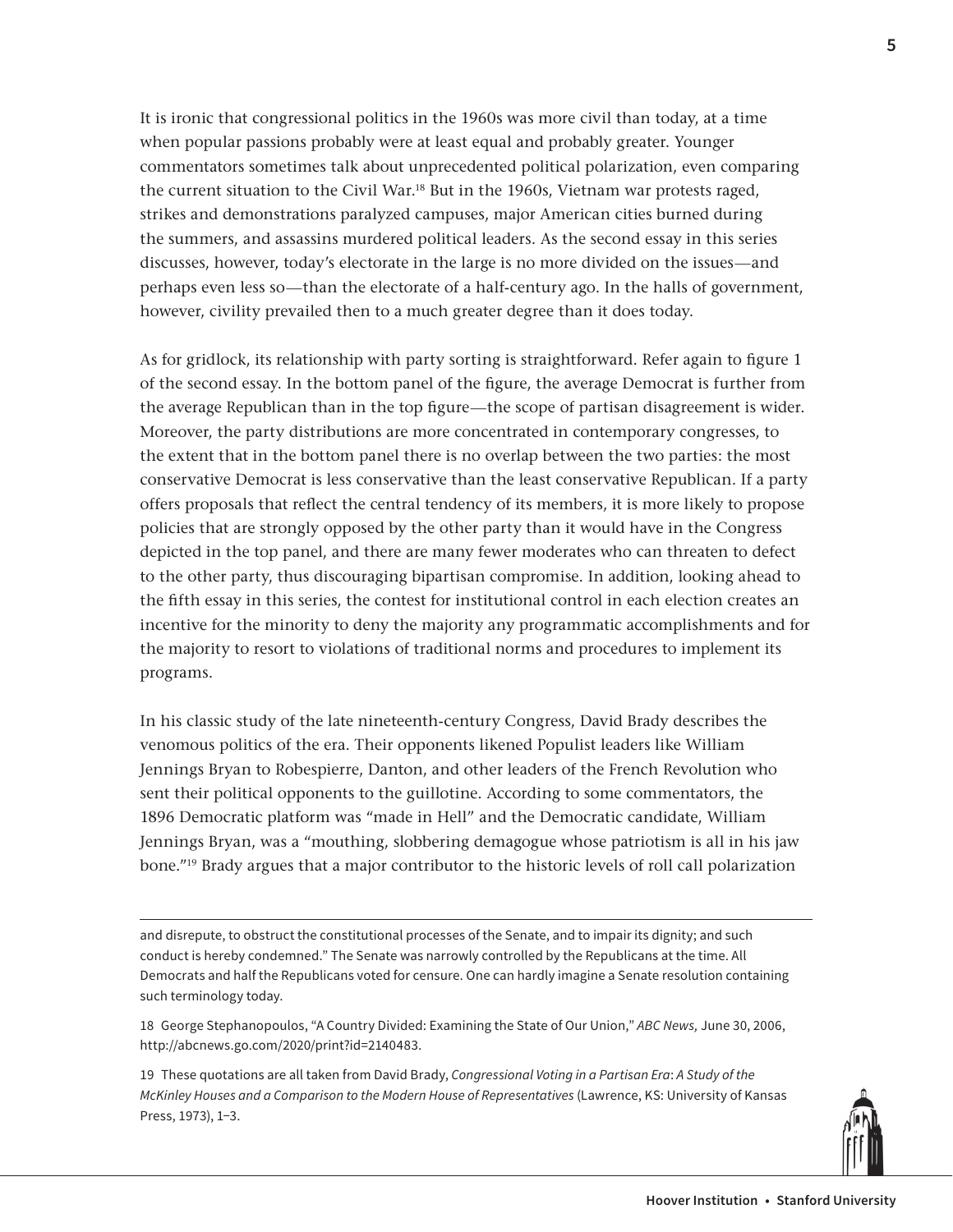It is ironic that congressional politics in the 1960s was more civil than today, at a time when popular passions probably were at least equal and probably greater. Younger commentators sometimes talk about unprecedented political polarization, even comparing the current situation to the Civil War.[18] But in the 1960s, Vietnam war protests raged, strikes and demonstrations paralyzed campuses, major American cities burned during the summers, and assassins murdered political leaders. As the second essay in this series discusses, however, today's electorate in the large is no more divided on the issues—and perhaps even less so—than the electorate of a half-century ago. In the halls of government, however, civility prevailed then to a much greater degree than it does today.

As for gridlock, its relationship with party sorting is straightforward. Refer again to figure 1 of the second essay. In the bottom panel of the figure, the average Democrat is further from the average Republican than in the top figure—the scope of partisan disagreement is wider. Moreover, the party distributions are more concentrated in contemporary congresses, to the extent that in the bottom panel there is no overlap between the two parties: the most conservative Democrat is less conservative than the least conservative Republican. If a party offers proposals that reflect the central tendency of its members, it is more likely to propose policies that are strongly opposed by the other party than it would have in the Congress depicted in the top panel, and there are many fewer moderates who can threaten to defect to the other party, thus discouraging bipartisan compromise. In addition, looking ahead to the fifth essay in this series, the contest for institutional control in each election creates an incentive for the minority to deny the majority any programmatic accomplishments and for the majority to resort to violations of traditional norms and procedures to implement its programs.

In his classic study of the late nineteenth-century Congress, David Brady describes the venomous politics of the era. Their opponents likened Populist leaders like William Jennings Bryan to Robespierre, Danton, and other leaders of the French Revolution who sent their political opponents to the guillotine. According to some commentators, the 1896 Democratic platform was "made in Hell" and the Democratic candidate, William Jennings Bryan, was a "mouthing, slobbering demagogue whose patriotism is all in his jaw bone."[19] Brady argues that a major contributor to the historic levels of roll call polarization

---

and disrepute, to obstruct the constitutional processes of the Senate, and to impair its dignity; and such conduct is hereby condemned." The Senate was narrowly controlled by the Republicans at the time. All Democrats and half the Republicans voted for censure. One can hardly imagine a Senate resolution containing such terminology today.

18 George Stephanopoulos, "A Country Divided: Examining the State of Our Union," *ABC News,* June 30, 2006, http://abcnews.go.com/2020/print?id=2140483.

19 These quotations are all taken from David Brady, *Congressional Voting in a Partisan Era*: *A Study of the McKinley Houses and a Comparison to the Modern House of Representatives* (Lawrence, KS: University of Kansas Press, 1973), 1–3.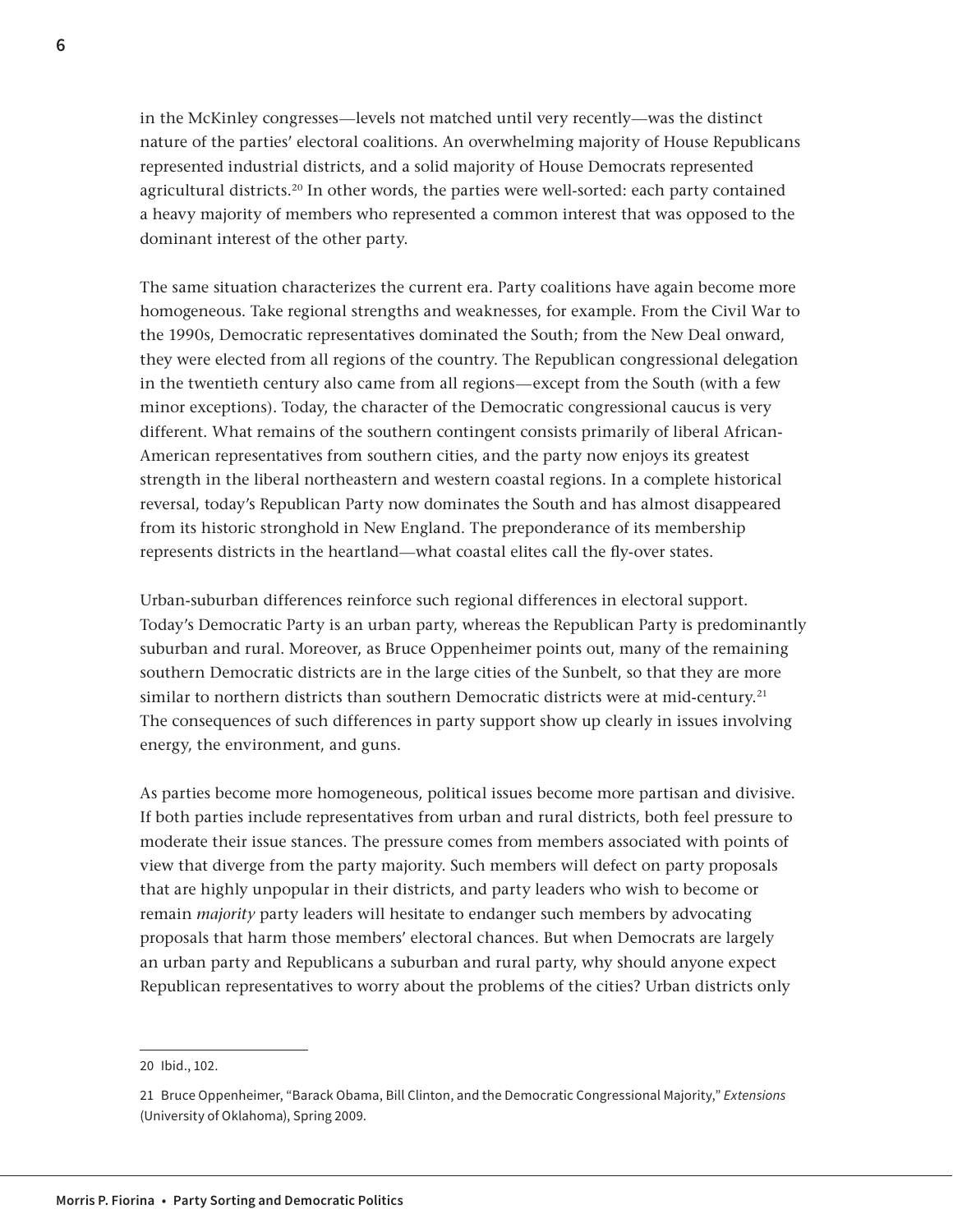in the McKinley congresses—levels not matched until very recently—was the distinct nature of the parties' electoral coalitions. An overwhelming majority of House Republicans represented industrial districts, and a solid majority of House Democrats represented agricultural districts.[20] In other words, the parties were well-sorted: each party contained a heavy majority of members who represented a common interest that was opposed to the dominant interest of the other party.

The same situation characterizes the current era. Party coalitions have again become more homogeneous. Take regional strengths and weaknesses, for example. From the Civil War to the 1990s, Democratic representatives dominated the South; from the New Deal onward, they were elected from all regions of the country. The Republican congressional delegation in the twentieth century also came from all regions—except from the South (with a few minor exceptions). Today, the character of the Democratic congressional caucus is very different. What remains of the southern contingent consists primarily of liberal African-American representatives from southern cities, and the party now enjoys its greatest strength in the liberal northeastern and western coastal regions. In a complete historical reversal, today's Republican Party now dominates the South and has almost disappeared from its historic stronghold in New England. The preponderance of its membership represents districts in the heartland—what coastal elites call the fly-over states.

Urban-suburban differences reinforce such regional differences in electoral support. Today's Democratic Party is an urban party, whereas the Republican Party is predominantly suburban and rural. Moreover, as Bruce Oppenheimer points out, many of the remaining southern Democratic districts are in the large cities of the Sunbelt, so that they are more similar to northern districts than southern Democratic districts were at mid-century.[21] The consequences of such differences in party support show up clearly in issues involving energy, the environment, and guns.

As parties become more homogeneous, political issues become more partisan and divisive. If both parties include representatives from urban and rural districts, both feel pressure to moderate their issue stances. The pressure comes from members associated with points of view that diverge from the party majority. Such members will defect on party proposals that are highly unpopular in their districts, and party leaders who wish to become or remain *majority* party leaders will hesitate to endanger such members by advocating proposals that harm those members' electoral chances. But when Democrats are largely an urban party and Republicans a suburban and rural party, why should anyone expect Republican representatives to worry about the problems of the cities? Urban districts only

---

20 Ibid., 102.

21 Bruce Oppenheimer, "Barack Obama, Bill Clinton, and the Democratic Congressional Majority," *Extensions* (University of Oklahoma), Spring 2009.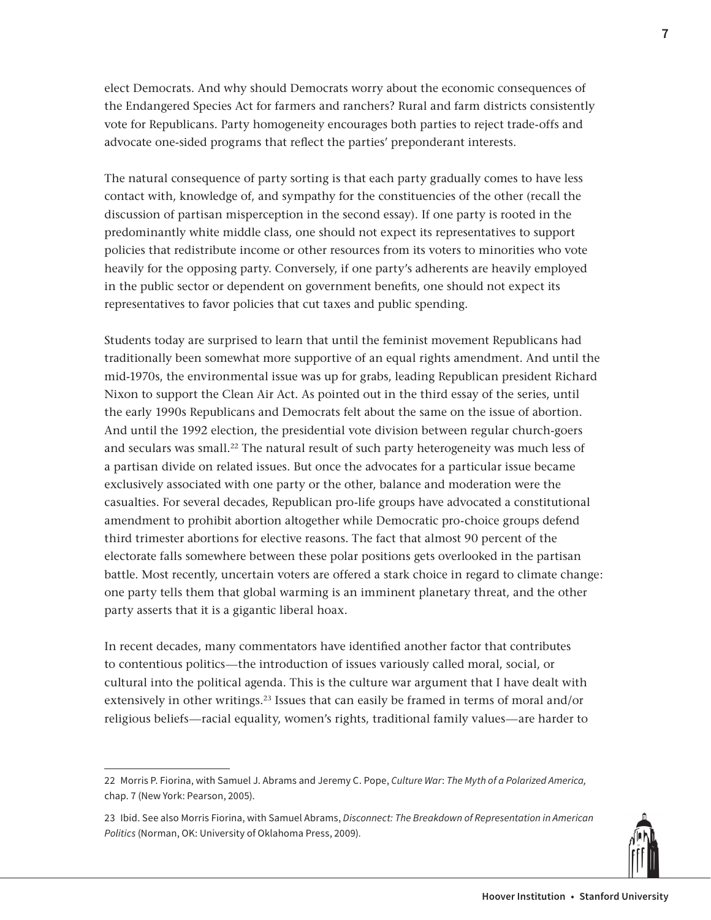elect Democrats. And why should Democrats worry about the economic consequences of the Endangered Species Act for farmers and ranchers? Rural and farm districts consistently vote for Republicans. Party homogeneity encourages both parties to reject trade-offs and advocate one-sided programs that reflect the parties' preponderant interests.

The natural consequence of party sorting is that each party gradually comes to have less contact with, knowledge of, and sympathy for the constituencies of the other (recall the discussion of partisan misperception in the second essay). If one party is rooted in the predominantly white middle class, one should not expect its representatives to support policies that redistribute income or other resources from its voters to minorities who vote heavily for the opposing party. Conversely, if one party's adherents are heavily employed in the public sector or dependent on government benefits, one should not expect its representatives to favor policies that cut taxes and public spending.

Students today are surprised to learn that until the feminist movement Republicans had traditionally been somewhat more supportive of an equal rights amendment. And until the mid-1970s, the environmental issue was up for grabs, leading Republican president Richard Nixon to support the Clean Air Act. As pointed out in the third essay of the series, until the early 1990s Republicans and Democrats felt about the same on the issue of abortion. And until the 1992 election, the presidential vote division between regular church-goers and seculars was small.[22] The natural result of such party heterogeneity was much less of a partisan divide on related issues. But once the advocates for a particular issue became exclusively associated with one party or the other, balance and moderation were the casualties. For several decades, Republican pro-life groups have advocated a constitutional amendment to prohibit abortion altogether while Democratic pro-choice groups defend third trimester abortions for elective reasons. The fact that almost 90 percent of the electorate falls somewhere between these polar positions gets overlooked in the partisan battle. Most recently, uncertain voters are offered a stark choice in regard to climate change: one party tells them that global warming is an imminent planetary threat, and the other party asserts that it is a gigantic liberal hoax.

In recent decades, many commentators have identified another factor that contributes to contentious politics—the introduction of issues variously called moral, social, or cultural into the political agenda. This is the culture war argument that I have dealt with extensively in other writings.[23] Issues that can easily be framed in terms of moral and/or religious beliefs—racial equality, women's rights, traditional family values—are harder to

---

22 Morris P. Fiorina, with Samuel J. Abrams and Jeremy C. Pope, *Culture War: The Myth of a Polarized America*, chap. 7 (New York: Pearson, 2005).

23 Ibid. See also Morris Fiorina, with Samuel Abrams, *Disconnect: The Breakdown of Representation in American Politics* (Norman, OK: University of Oklahoma Press, 2009).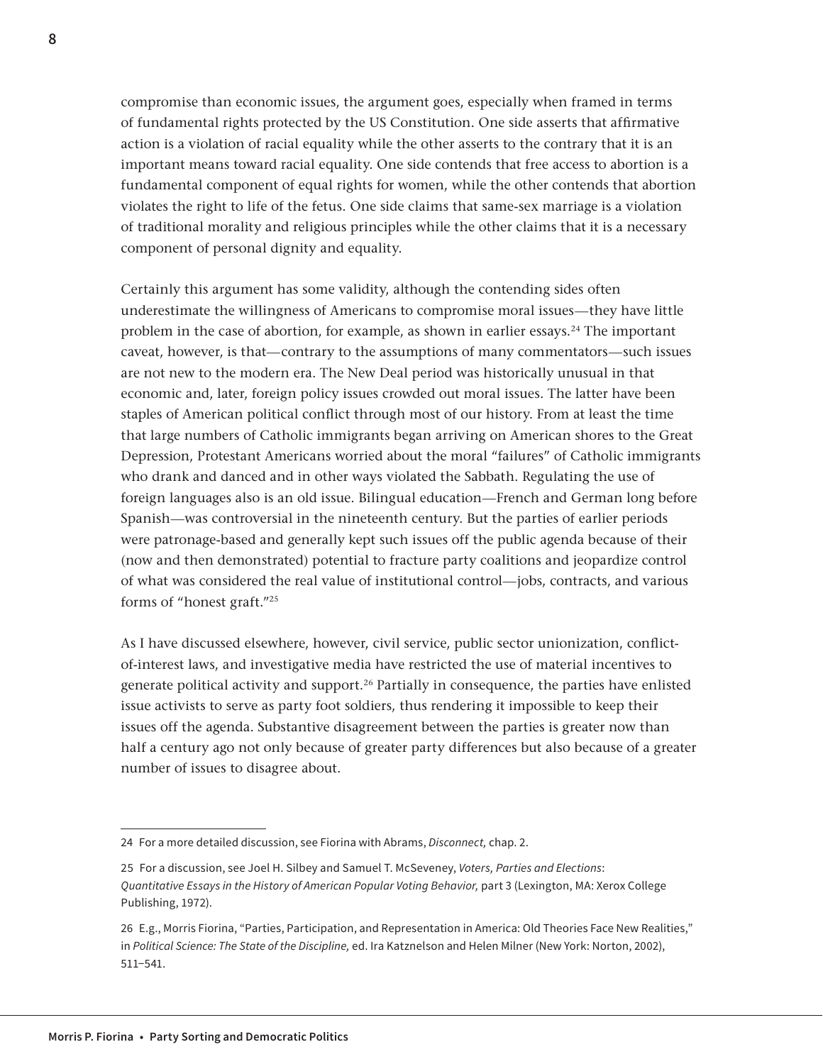compromise than economic issues, the argument goes, especially when framed in terms of fundamental rights protected by the US Constitution. One side asserts that affirmative action is a violation of racial equality while the other asserts to the contrary that it is an important means toward racial equality. One side contends that free access to abortion is a fundamental component of equal rights for women, while the other contends that abortion violates the right to life of the fetus. One side claims that same-sex marriage is a violation of traditional morality and religious principles while the other claims that it is a necessary component of personal dignity and equality.

Certainly this argument has some validity, although the contending sides often underestimate the willingness of Americans to compromise moral issues—they have little problem in the case of abortion, for example, as shown in earlier essays.[24] The important caveat, however, is that—contrary to the assumptions of many commentators—such issues are not new to the modern era. The New Deal period was historically unusual in that economic and, later, foreign policy issues crowded out moral issues. The latter have been staples of American political conflict through most of our history. From at least the time that large numbers of Catholic immigrants began arriving on American shores to the Great Depression, Protestant Americans worried about the moral "failures" of Catholic immigrants who drank and danced and in other ways violated the Sabbath. Regulating the use of foreign languages also is an old issue. Bilingual education—French and German long before Spanish—was controversial in the nineteenth century. But the parties of earlier periods were patronage-based and generally kept such issues off the public agenda because of their (now and then demonstrated) potential to fracture party coalitions and jeopardize control of what was considered the real value of institutional control—jobs, contracts, and various forms of "honest graft."[25]

As I have discussed elsewhere, however, civil service, public sector unionization, conflict-of-interest laws, and investigative media have restricted the use of material incentives to generate political activity and support.[26] Partially in consequence, the parties have enlisted issue activists to serve as party foot soldiers, thus rendering it impossible to keep their issues off the agenda. Substantive disagreement between the parties is greater now than half a century ago not only because of greater party differences but also because of a greater number of issues to disagree about.

---

24 For a more detailed discussion, see Fiorina with Abrams, *Disconnect,* chap. 2.

25 For a discussion, see Joel H. Silbey and Samuel T. McSeveney, *Voters, Parties and Elections*: *Quantitative Essays in the History of American Popular Voting Behavior,* part 3 (Lexington, MA: Xerox College Publishing, 1972).

26 E.g., Morris Fiorina, "Parties, Participation, and Representation in America: Old Theories Face New Realities," in *Political Science: The State of the Discipline,* ed. Ira Katznelson and Helen Milner (New York: Norton, 2002), 511–541.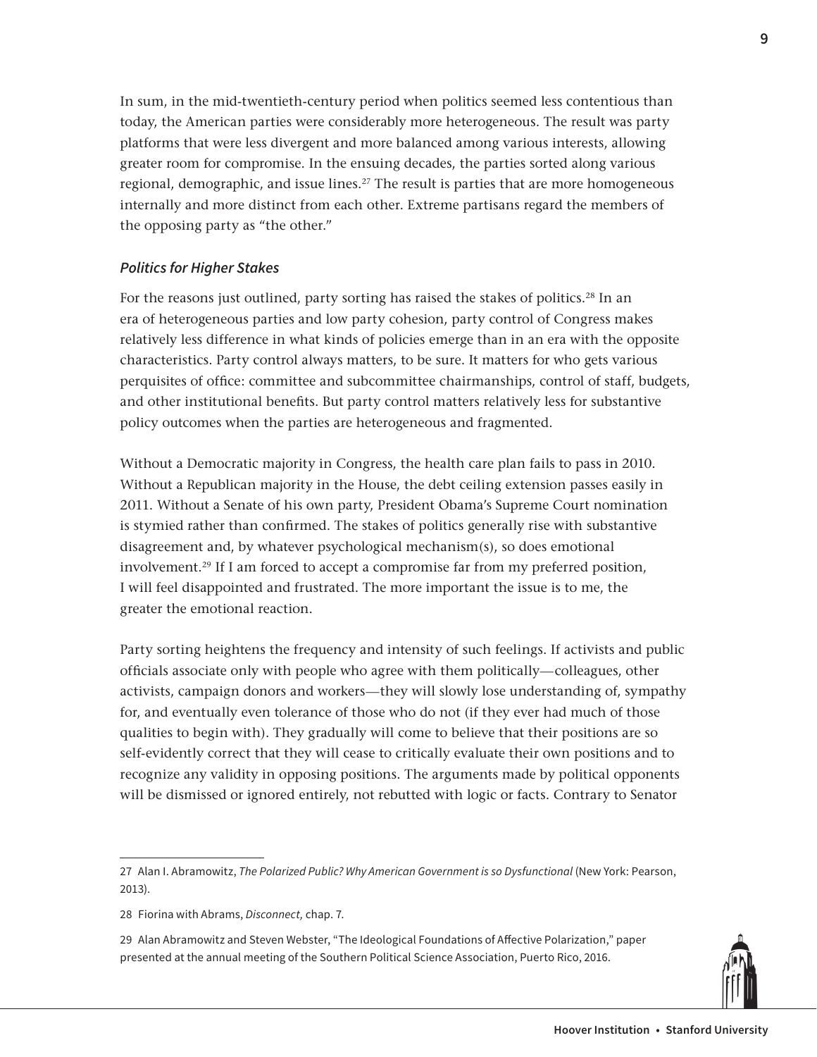In sum, in the mid-twentieth-century period when politics seemed less contentious than today, the American parties were considerably more heterogeneous. The result was party platforms that were less divergent and more balanced among various interests, allowing greater room for compromise. In the ensuing decades, the parties sorted along various regional, demographic, and issue lines.[27] The result is parties that are more homogeneous internally and more distinct from each other. Extreme partisans regard the members of the opposing party as "the other."

### *Politics for Higher Stakes*

For the reasons just outlined, party sorting has raised the stakes of politics.[28] In an era of heterogeneous parties and low party cohesion, party control of Congress makes relatively less difference in what kinds of policies emerge than in an era with the opposite characteristics. Party control always matters, to be sure. It matters for who gets various perquisites of office: committee and subcommittee chairmanships, control of staff, budgets, and other institutional benefits. But party control matters relatively less for substantive policy outcomes when the parties are heterogeneous and fragmented.

Without a Democratic majority in Congress, the health care plan fails to pass in 2010. Without a Republican majority in the House, the debt ceiling extension passes easily in 2011. Without a Senate of his own party, President Obama's Supreme Court nomination is stymied rather than confirmed. The stakes of politics generally rise with substantive disagreement and, by whatever psychological mechanism(s), so does emotional involvement.[29] If I am forced to accept a compromise far from my preferred position, I will feel disappointed and frustrated. The more important the issue is to me, the greater the emotional reaction.

Party sorting heightens the frequency and intensity of such feelings. If activists and public officials associate only with people who agree with them politically—colleagues, other activists, campaign donors and workers—they will slowly lose understanding of, sympathy for, and eventually even tolerance of those who do not (if they ever had much of those qualities to begin with). They gradually will come to believe that their positions are so self-evidently correct that they will cease to critically evaluate their own positions and to recognize any validity in opposing positions. The arguments made by political opponents will be dismissed or ignored entirely, not rebutted with logic or facts. Contrary to Senator

---

27 Alan I. Abramowitz, *The Polarized Public? Why American Government is so Dysfunctional* (New York: Pearson, 2013).

28 Fiorina with Abrams, *Disconnect,* chap. 7.

29 Alan Abramowitz and Steven Webster, "The Ideological Foundations of Affective Polarization," paper presented at the annual meeting of the Southern Political Science Association, Puerto Rico, 2016.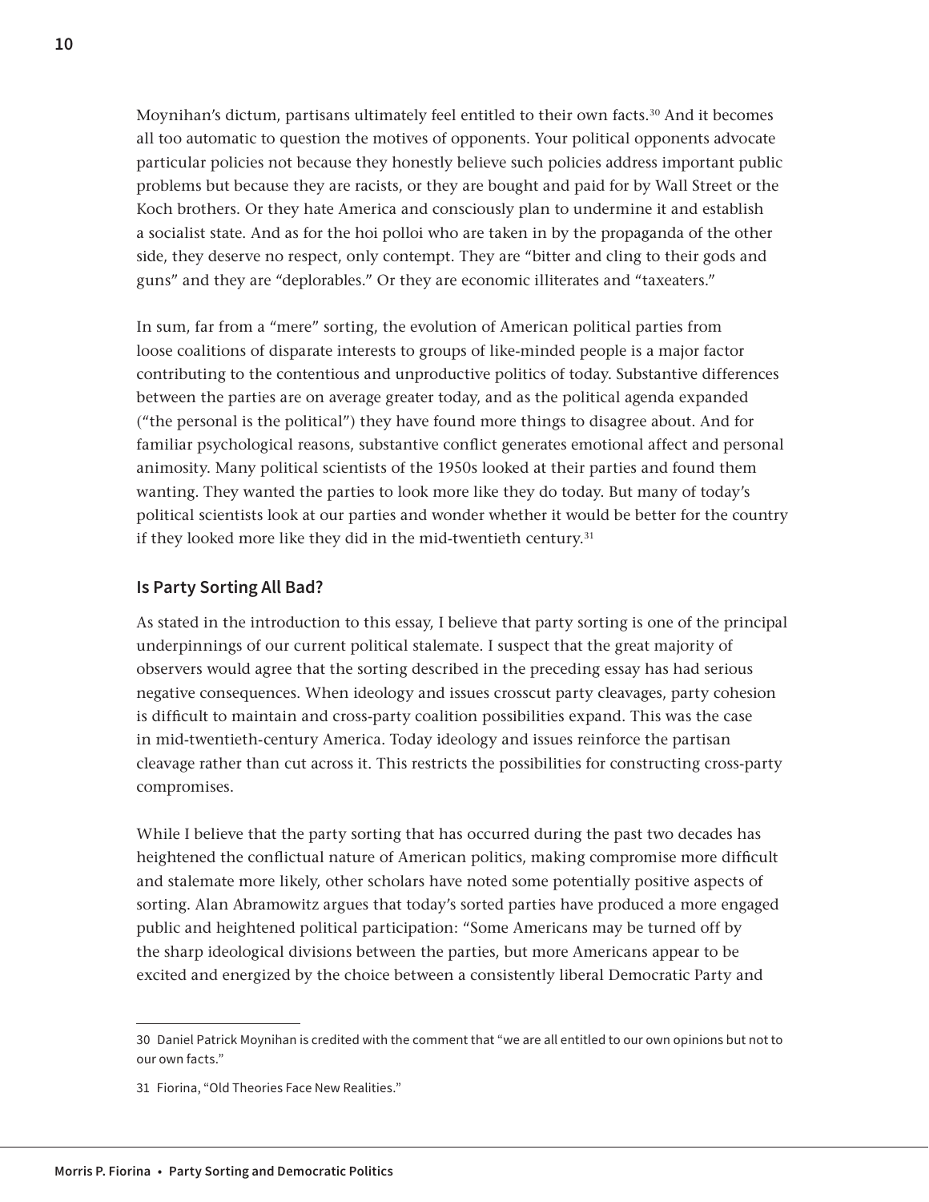Moynihan's dictum, partisans ultimately feel entitled to their own facts.[30] And it becomes all too automatic to question the motives of opponents. Your political opponents advocate particular policies not because they honestly believe such policies address important public problems but because they are racists, or they are bought and paid for by Wall Street or the Koch brothers. Or they hate America and consciously plan to undermine it and establish a socialist state. And as for the hoi polloi who are taken in by the propaganda of the other side, they deserve no respect, only contempt. They are "bitter and cling to their gods and guns" and they are "deplorables." Or they are economic illiterates and "taxeaters."

In sum, far from a "mere" sorting, the evolution of American political parties from loose coalitions of disparate interests to groups of like-minded people is a major factor contributing to the contentious and unproductive politics of today. Substantive differences between the parties are on average greater today, and as the political agenda expanded ("the personal is the political") they have found more things to disagree about. And for familiar psychological reasons, substantive conflict generates emotional affect and personal animosity. Many political scientists of the 1950s looked at their parties and found them wanting. They wanted the parties to look more like they do today. But many of today's political scientists look at our parties and wonder whether it would be better for the country if they looked more like they did in the mid-twentieth century.[31]

## Is Party Sorting All Bad?

As stated in the introduction to this essay, I believe that party sorting is one of the principal underpinnings of our current political stalemate. I suspect that the great majority of observers would agree that the sorting described in the preceding essay has had serious negative consequences. When ideology and issues crosscut party cleavages, party cohesion is difficult to maintain and cross-party coalition possibilities expand. This was the case in mid-twentieth-century America. Today ideology and issues reinforce the partisan cleavage rather than cut across it. This restricts the possibilities for constructing cross-party compromises.

While I believe that the party sorting that has occurred during the past two decades has heightened the conflictual nature of American politics, making compromise more difficult and stalemate more likely, other scholars have noted some potentially positive aspects of sorting. Alan Abramowitz argues that today's sorted parties have produced a more engaged public and heightened political participation: "Some Americans may be turned off by the sharp ideological divisions between the parties, but more Americans appear to be excited and energized by the choice between a consistently liberal Democratic Party and

---

30 Daniel Patrick Moynihan is credited with the comment that "we are all entitled to our own opinions but not to our own facts."

31 Fiorina, "Old Theories Face New Realities."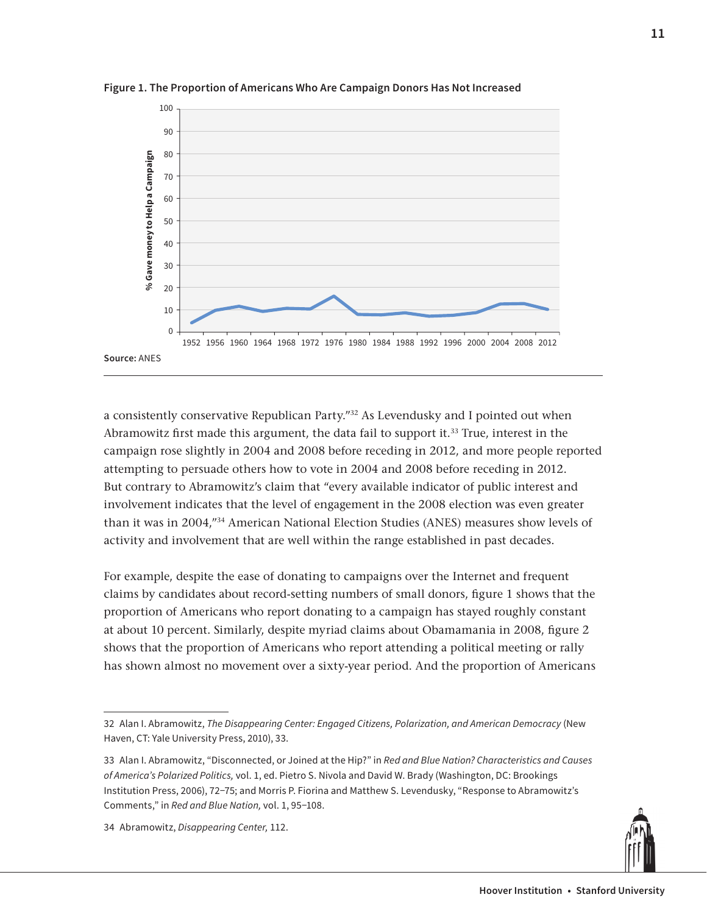**Figure 1. The Proportion of Americans Who Are Campaign Donors Has Not Increased**

**Source:** ANES

a consistently conservative Republican Party."[32] As Levendusky and I pointed out when Abramowitz first made this argument, the data fail to support it.[33] True, interest in the campaign rose slightly in 2004 and 2008 before receding in 2012, and more people reported attempting to persuade others how to vote in 2004 and 2008 before receding in 2012. But contrary to Abramowitz's claim that "every available indicator of public interest and involvement indicates that the level of engagement in the 2008 election was even greater than it was in 2004,"[34] American National Election Studies (ANES) measures show levels of activity and involvement that are well within the range established in past decades.

For example, despite the ease of donating to campaigns over the Internet and frequent claims by candidates about record-setting numbers of small donors, figure 1 shows that the proportion of Americans who report donating to a campaign has stayed roughly constant at about 10 percent. Similarly, despite myriad claims about Obamamania in 2008, figure 2 shows that the proportion of Americans who report attending a political meeting or rally has shown almost no movement over a sixty-year period. And the proportion of Americans

---

32 Alan I. Abramowitz, *The Disappearing Center: Engaged Citizens, Polarization, and American Democracy* (New Haven, CT: Yale University Press, 2010), 33.

33 Alan I. Abramowitz, "Disconnected, or Joined at the Hip?" in *Red and Blue Nation? Characteristics and Causes of America's Polarized Politics,* vol. 1, ed. Pietro S. Nivola and David W. Brady (Washington, DC: Brookings Institution Press, 2006), 72–75; and Morris P. Fiorina and Matthew S. Levendusky, "Response to Abramowitz's Comments," in *Red and Blue Nation,* vol. 1, 95–108.

34 Abramowitz, *Disappearing Center,* 112.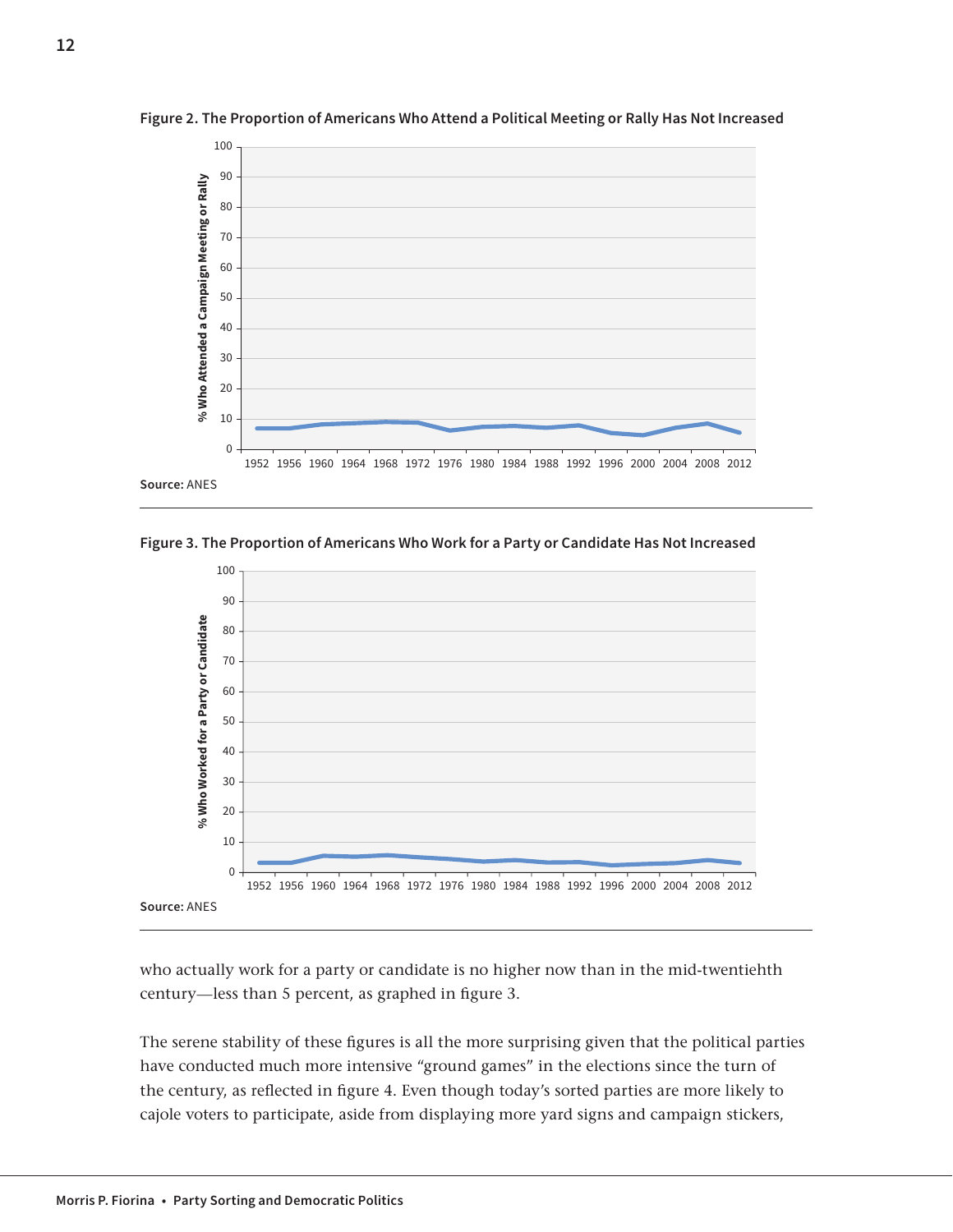**Figure 2. The Proportion of Americans Who Attend a Political Meeting or Rally Has Not Increased**

**Source:** ANES

**Figure 3. The Proportion of Americans Who Work for a Party or Candidate Has Not Increased**

**Source:** ANES

who actually work for a party or candidate is no higher now than in the mid-twentiehth century—less than 5 percent, as graphed in figure 3.

The serene stability of these figures is all the more surprising given that the political parties have conducted much more intensive "ground games" in the elections since the turn of the century, as reflected in figure 4. Even though today's sorted parties are more likely to cajole voters to participate, aside from displaying more yard signs and campaign stickers,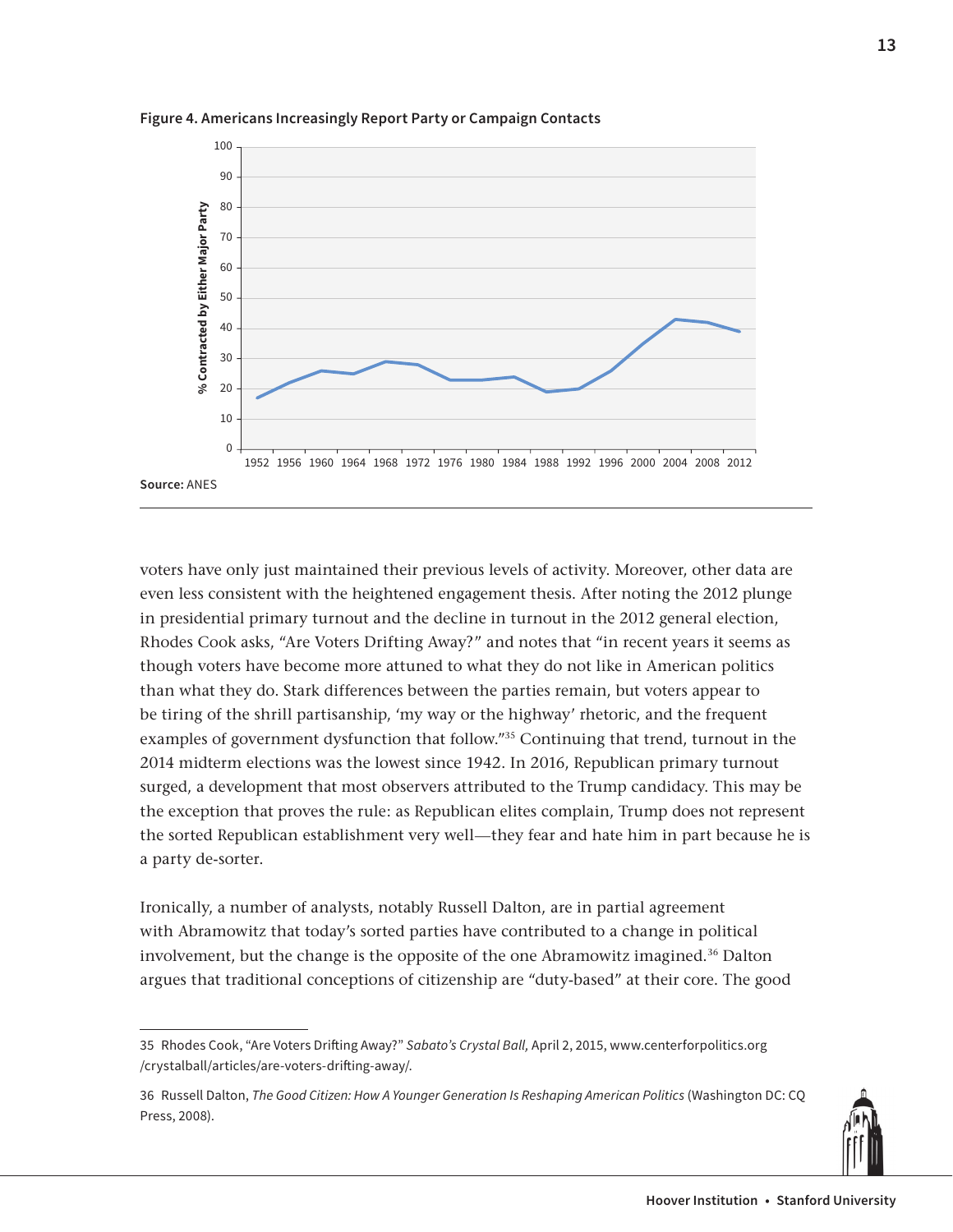**Figure 4. Americans Increasingly Report Party or Campaign Contacts**

**Source:** ANES

voters have only just maintained their previous levels of activity. Moreover, other data are even less consistent with the heightened engagement thesis. After noting the 2012 plunge in presidential primary turnout and the decline in turnout in the 2012 general election, Rhodes Cook asks, "Are Voters Drifting Away?" and notes that "in recent years it seems as though voters have become more attuned to what they do not like in American politics than what they do. Stark differences between the parties remain, but voters appear to be tiring of the shrill partisanship, 'my way or the highway' rhetoric, and the frequent examples of government dysfunction that follow."[35] Continuing that trend, turnout in the 2014 midterm elections was the lowest since 1942. In 2016, Republican primary turnout surged, a development that most observers attributed to the Trump candidacy. This may be the exception that proves the rule: as Republican elites complain, Trump does not represent the sorted Republican establishment very well—they fear and hate him in part because he is a party de-sorter.

Ironically, a number of analysts, notably Russell Dalton, are in partial agreement with Abramowitz that today's sorted parties have contributed to a change in political involvement, but the change is the opposite of the one Abramowitz imagined.[36] Dalton argues that traditional conceptions of citizenship are "duty-based" at their core. The good

---

35 Rhodes Cook, "Are Voters Drifting Away?" *Sabato's Crystal Ball*, April 2, 2015, www.centerforpolitics.org/crystalball/articles/are-voters-drifting-away/.

36 Russell Dalton, *The Good Citizen: How A Younger Generation Is Reshaping American Politics* (Washington DC: CQ Press, 2008).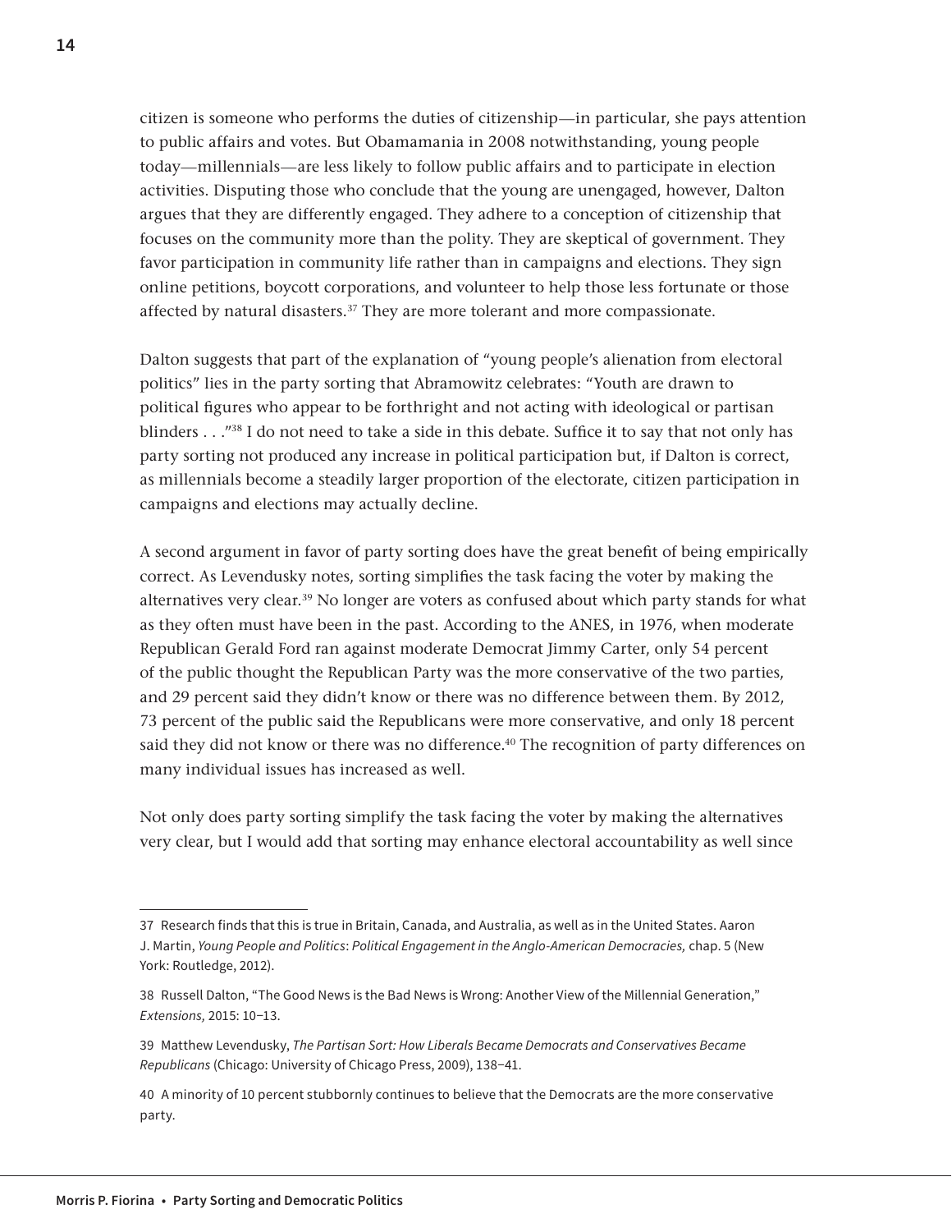citizen is someone who performs the duties of citizenship—in particular, she pays attention to public affairs and votes. But Obamamania in 2008 notwithstanding, young people today—millennials—are less likely to follow public affairs and to participate in election activities. Disputing those who conclude that the young are unengaged, however, Dalton argues that they are differently engaged. They adhere to a conception of citizenship that focuses on the community more than the polity. They are skeptical of government. They favor participation in community life rather than in campaigns and elections. They sign online petitions, boycott corporations, and volunteer to help those less fortunate or those affected by natural disasters.[37] They are more tolerant and more compassionate.

Dalton suggests that part of the explanation of "young people's alienation from electoral politics" lies in the party sorting that Abramowitz celebrates: "Youth are drawn to political figures who appear to be forthright and not acting with ideological or partisan blinders . . ."[38] I do not need to take a side in this debate. Suffice it to say that not only has party sorting not produced any increase in political participation but, if Dalton is correct, as millennials become a steadily larger proportion of the electorate, citizen participation in campaigns and elections may actually decline.

A second argument in favor of party sorting does have the great benefit of being empirically correct. As Levendusky notes, sorting simplifies the task facing the voter by making the alternatives very clear.[39] No longer are voters as confused about which party stands for what as they often must have been in the past. According to the ANES, in 1976, when moderate Republican Gerald Ford ran against moderate Democrat Jimmy Carter, only 54 percent of the public thought the Republican Party was the more conservative of the two parties, and 29 percent said they didn't know or there was no difference between them. By 2012, 73 percent of the public said the Republicans were more conservative, and only 18 percent said they did not know or there was no difference.[40] The recognition of party differences on many individual issues has increased as well.

Not only does party sorting simplify the task facing the voter by making the alternatives very clear, but I would add that sorting may enhance electoral accountability as well since

---

37 Research finds that this is true in Britain, Canada, and Australia, as well as in the United States. Aaron J. Martin, *Young People and Politics*: *Political Engagement in the Anglo-American Democracies,* chap. 5 (New York: Routledge, 2012).

38 Russell Dalton, "The Good News is the Bad News is Wrong: Another View of the Millennial Generation," *Extensions*, 2015: 10–13.

39 Matthew Levendusky, *The Partisan Sort: How Liberals Became Democrats and Conservatives Became Republicans* (Chicago: University of Chicago Press, 2009), 138–41.

40 A minority of 10 percent stubbornly continues to believe that the Democrats are the more conservative party.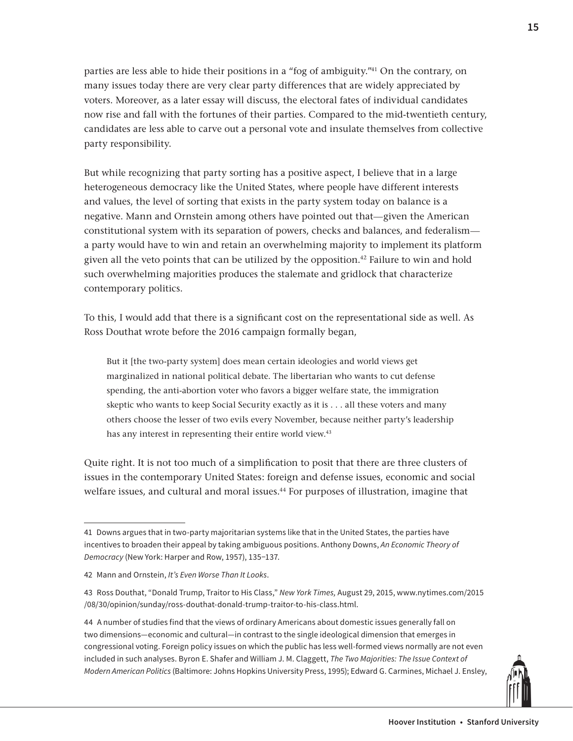parties are less able to hide their positions in a "fog of ambiguity."[41] On the contrary, on many issues today there are very clear party differences that are widely appreciated by voters. Moreover, as a later essay will discuss, the electoral fates of individual candidates now rise and fall with the fortunes of their parties. Compared to the mid-twentieth century, candidates are less able to carve out a personal vote and insulate themselves from collective party responsibility.

But while recognizing that party sorting has a positive aspect, I believe that in a large heterogeneous democracy like the United States, where people have different interests and values, the level of sorting that exists in the party system today on balance is a negative. Mann and Ornstein among others have pointed out that—given the American constitutional system with its separation of powers, checks and balances, and federalism—a party would have to win and retain an overwhelming majority to implement its platform given all the veto points that can be utilized by the opposition.[42] Failure to win and hold such overwhelming majorities produces the stalemate and gridlock that characterize contemporary politics.

To this, I would add that there is a significant cost on the representational side as well. As Ross Douthat wrote before the 2016 campaign formally began,

> But it [the two-party system] does mean certain ideologies and world views get marginalized in national political debate. The libertarian who wants to cut defense spending, the anti-abortion voter who favors a bigger welfare state, the immigration skeptic who wants to keep Social Security exactly as it is . . . all these voters and many others choose the lesser of two evils every November, because neither party's leadership has any interest in representing their entire world view.[43]

Quite right. It is not too much of a simplification to posit that there are three clusters of issues in the contemporary United States: foreign and defense issues, economic and social welfare issues, and cultural and moral issues.[44] For purposes of illustration, imagine that

---

41 Downs argues that in two-party majoritarian systems like that in the United States, the parties have incentives to broaden their appeal by taking ambiguous positions. Anthony Downs, *An Economic Theory of Democracy* (New York: Harper and Row, 1957), 135–137.

42 Mann and Ornstein, *It's Even Worse Than It Looks*.

43 Ross Douthat, "Donald Trump, Traitor to His Class," *New York Times,* August 29, 2015, www.nytimes.com/2015/08/30/opinion/sunday/ross-douthat-donald-trump-traitor-to-his-class.html.

44 A number of studies find that the views of ordinary Americans about domestic issues generally fall on two dimensions—economic and cultural—in contrast to the single ideological dimension that emerges in congressional voting. Foreign policy issues on which the public has less well-formed views normally are not even included in such analyses. Byron E. Shafer and William J. M. Claggett, *The Two Majorities: The Issue Context of Modern American Politics* (Baltimore: Johns Hopkins University Press, 1995); Edward G. Carmines, Michael J. Ensley,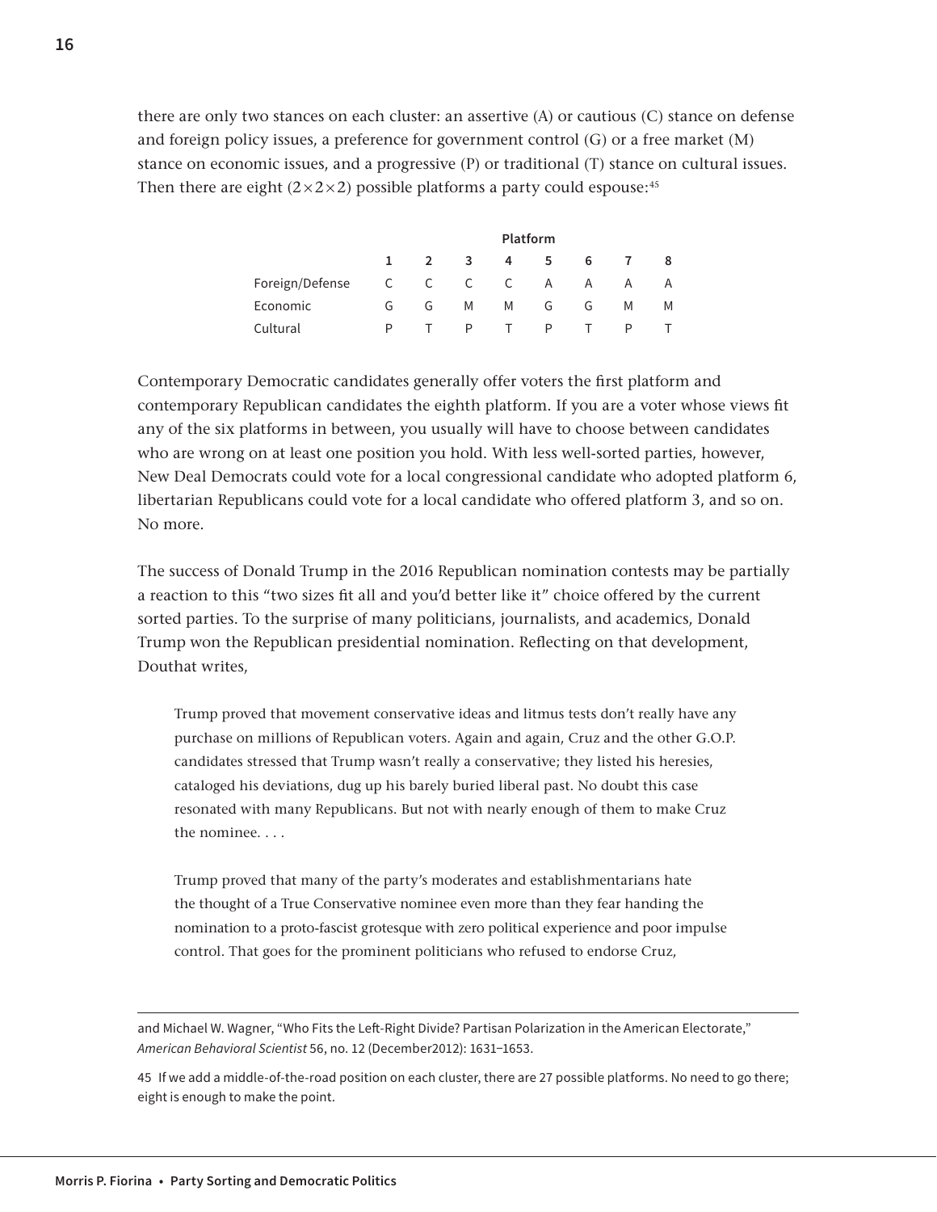there are only two stances on each cluster: an assertive (A) or cautious (C) stance on defense and foreign policy issues, a preference for government control (G) or a free market (M) stance on economic issues, and a progressive (P) or traditional (T) stance on cultural issues. Then there are eight ($2 \times 2 \times 2$) possible platforms a party could espouse:[45]

| | Platform | | | | | | | |
|---|---|---|---|---|---|---|---|---|
| | **1** | **2** | **3** | **4** | **5** | **6** | **7** | **8** |
| Foreign/Defense | C | C | C | C | A | A | A | A |
| Economic | G | G | M | M | G | G | M | M |
| Cultural | P | T | P | T | P | T | P | T |

Contemporary Democratic candidates generally offer voters the first platform and contemporary Republican candidates the eighth platform. If you are a voter whose views fit any of the six platforms in between, you usually will have to choose between candidates who are wrong on at least one position you hold. With less well-sorted parties, however, New Deal Democrats could vote for a local congressional candidate who adopted platform 6, libertarian Republicans could vote for a local candidate who offered platform 3, and so on. No more.

The success of Donald Trump in the 2016 Republican nomination contests may be partially a reaction to this "two sizes fit all and you'd better like it" choice offered by the current sorted parties. To the surprise of many politicians, journalists, and academics, Donald Trump won the Republican presidential nomination. Reflecting on that development, Douthat writes,

> Trump proved that movement conservative ideas and litmus tests don't really have any purchase on millions of Republican voters. Again and again, Cruz and the other G.O.P. candidates stressed that Trump wasn't really a conservative; they listed his heresies, cataloged his deviations, dug up his barely buried liberal past. No doubt this case resonated with many Republicans. But not with nearly enough of them to make Cruz the nominee. . . .
>
> Trump proved that many of the party's moderates and establishmentarians hate the thought of a True Conservative nominee even more than they fear handing the nomination to a proto-fascist grotesque with zero political experience and poor impulse control. That goes for the prominent politicians who refused to endorse Cruz,

---

and Michael W. Wagner, "Who Fits the Left-Right Divide? Partisan Polarization in the American Electorate," *American Behavioral Scientist* 56, no. 12 (December2012): 1631–1653.

45 If we add a middle-of-the-road position on each cluster, there are 27 possible platforms. No need to go there; eight is enough to make the point.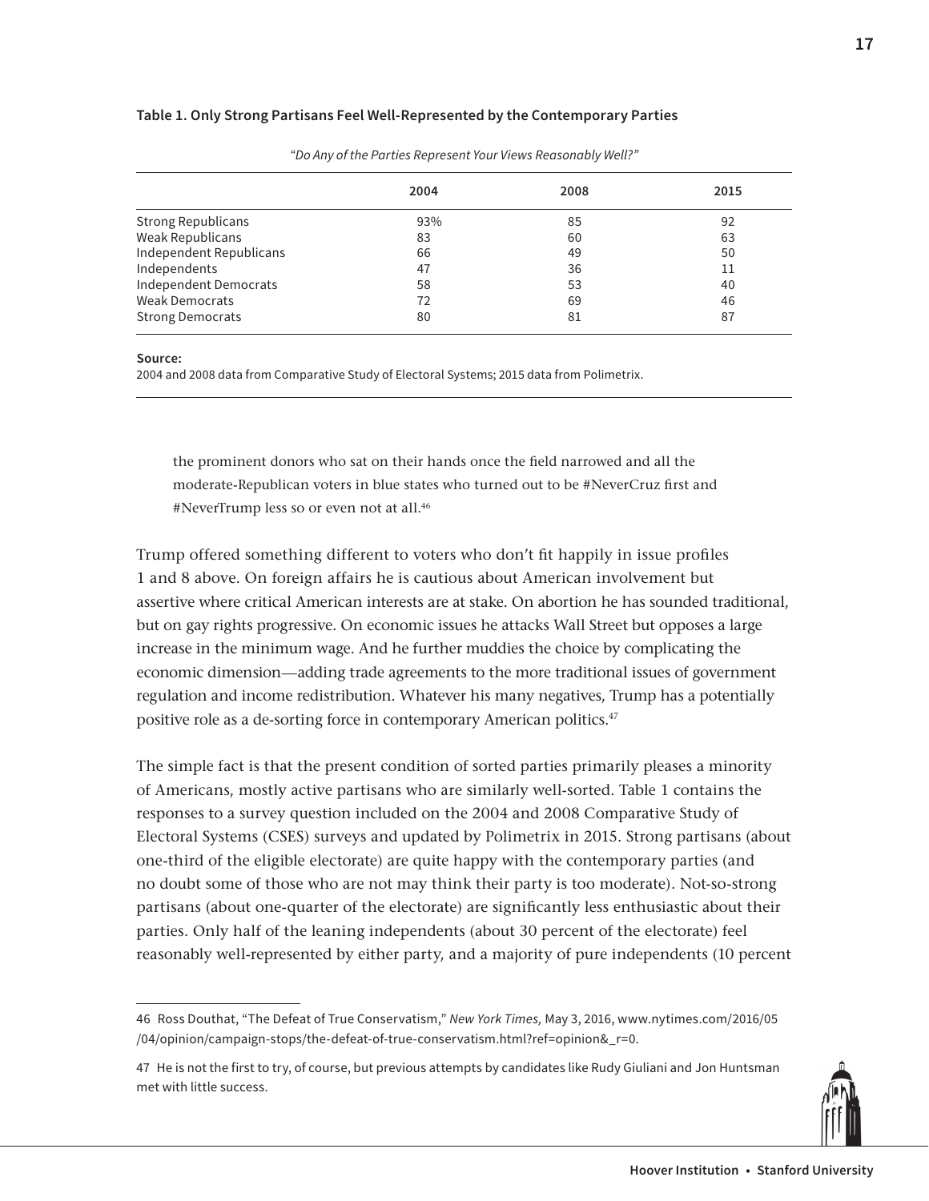**Table 1. Only Strong Partisans Feel Well-Represented by the Contemporary Parties**

*"Do Any of the Parties Represent Your Views Reasonably Well?"*

| | 2004 | 2008 | 2015 |
|---|---|---|---|
| Strong Republicans | 93% | 85 | 92 |
| Weak Republicans | 83 | 60 | 63 |
| Independent Republicans | 66 | 49 | 50 |
| Independents | 47 | 36 | 11 |
| Independent Democrats | 58 | 53 | 40 |
| Weak Democrats | 72 | 69 | 46 |
| Strong Democrats | 80 | 81 | 87 |

**Source:**
2004 and 2008 data from Comparative Study of Electoral Systems; 2015 data from Polimetrix.

> the prominent donors who sat on their hands once the field narrowed and all the moderate-Republican voters in blue states who turned out to be #NeverCruz first and #NeverTrump less so or even not at all.[46]

Trump offered something different to voters who don't fit happily in issue profiles 1 and 8 above. On foreign affairs he is cautious about American involvement but assertive where critical American interests are at stake. On abortion he has sounded traditional, but on gay rights progressive. On economic issues he attacks Wall Street but opposes a large increase in the minimum wage. And he further muddies the choice by complicating the economic dimension—adding trade agreements to the more traditional issues of government regulation and income redistribution. Whatever his many negatives, Trump has a potentially positive role as a de-sorting force in contemporary American politics.[47]

The simple fact is that the present condition of sorted parties primarily pleases a minority of Americans, mostly active partisans who are similarly well-sorted. Table 1 contains the responses to a survey question included on the 2004 and 2008 Comparative Study of Electoral Systems (CSES) surveys and updated by Polimetrix in 2015. Strong partisans (about one-third of the eligible electorate) are quite happy with the contemporary parties (and no doubt some of those who are not may think their party is too moderate). Not-so-strong partisans (about one-quarter of the electorate) are significantly less enthusiastic about their parties. Only half of the leaning independents (about 30 percent of the electorate) feel reasonably well-represented by either party, and a majority of pure independents (10 percent

---

46 Ross Douthat, "The Defeat of True Conservatism," *New York Times*, May 3, 2016, www.nytimes.com/2016/05/04/opinion/campaign-stops/the-defeat-of-true-conservatism.html?ref=opinion&_r=0.

47 He is not the first to try, of course, but previous attempts by candidates like Rudy Giuliani and Jon Huntsman met with little success.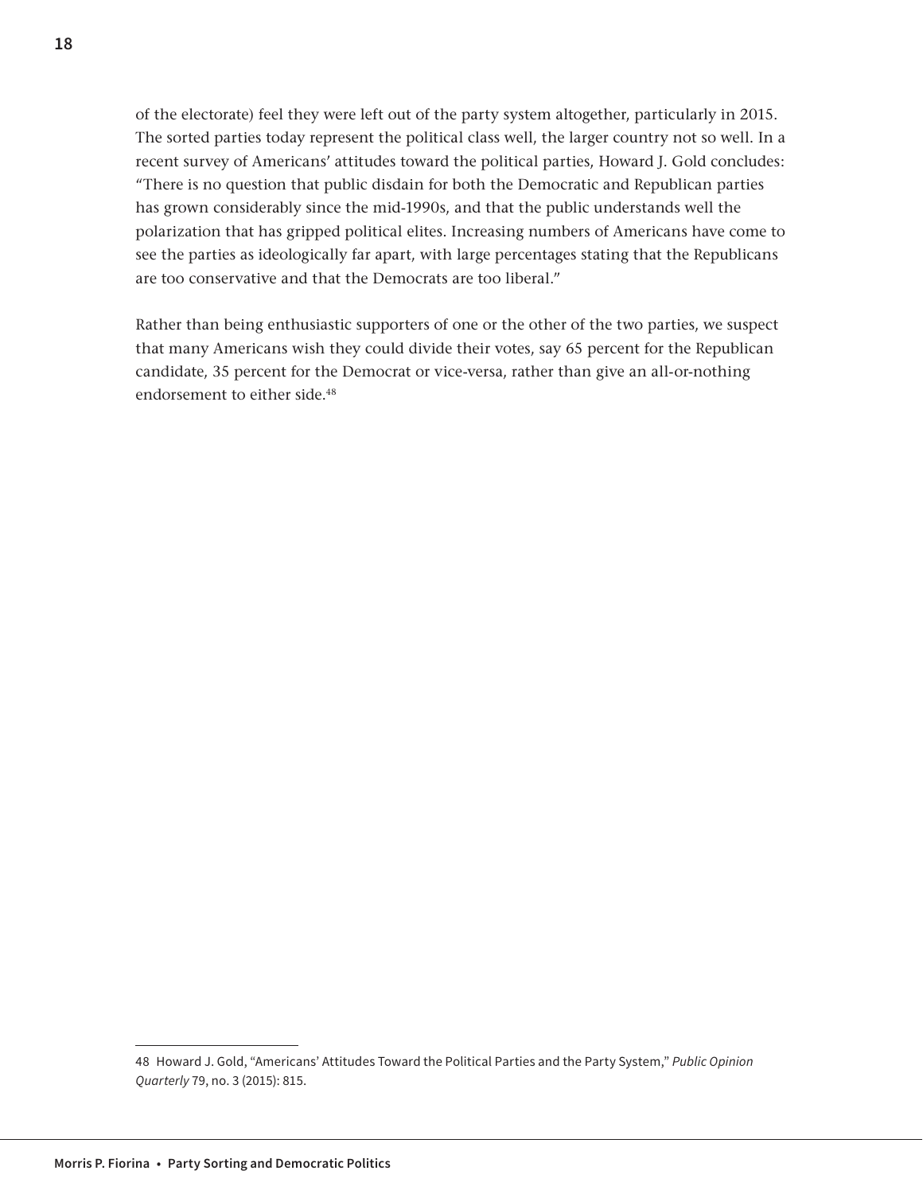of the electorate) feel they were left out of the party system altogether, particularly in 2015. The sorted parties today represent the political class well, the larger country not so well. In a recent survey of Americans' attitudes toward the political parties, Howard J. Gold concludes: "There is no question that public disdain for both the Democratic and Republican parties has grown considerably since the mid-1990s, and that the public understands well the polarization that has gripped political elites. Increasing numbers of Americans have come to see the parties as ideologically far apart, with large percentages stating that the Republicans are too conservative and that the Democrats are too liberal."

Rather than being enthusiastic supporters of one or the other of the two parties, we suspect that many Americans wish they could divide their votes, say 65 percent for the Republican candidate, 35 percent for the Democrat or vice-versa, rather than give an all-or-nothing endorsement to either side.[48]

48 Howard J. Gold, "Americans' Attitudes Toward the Political Parties and the Party System," *Public Opinion Quarterly* 79, no. 3 (2015): 815.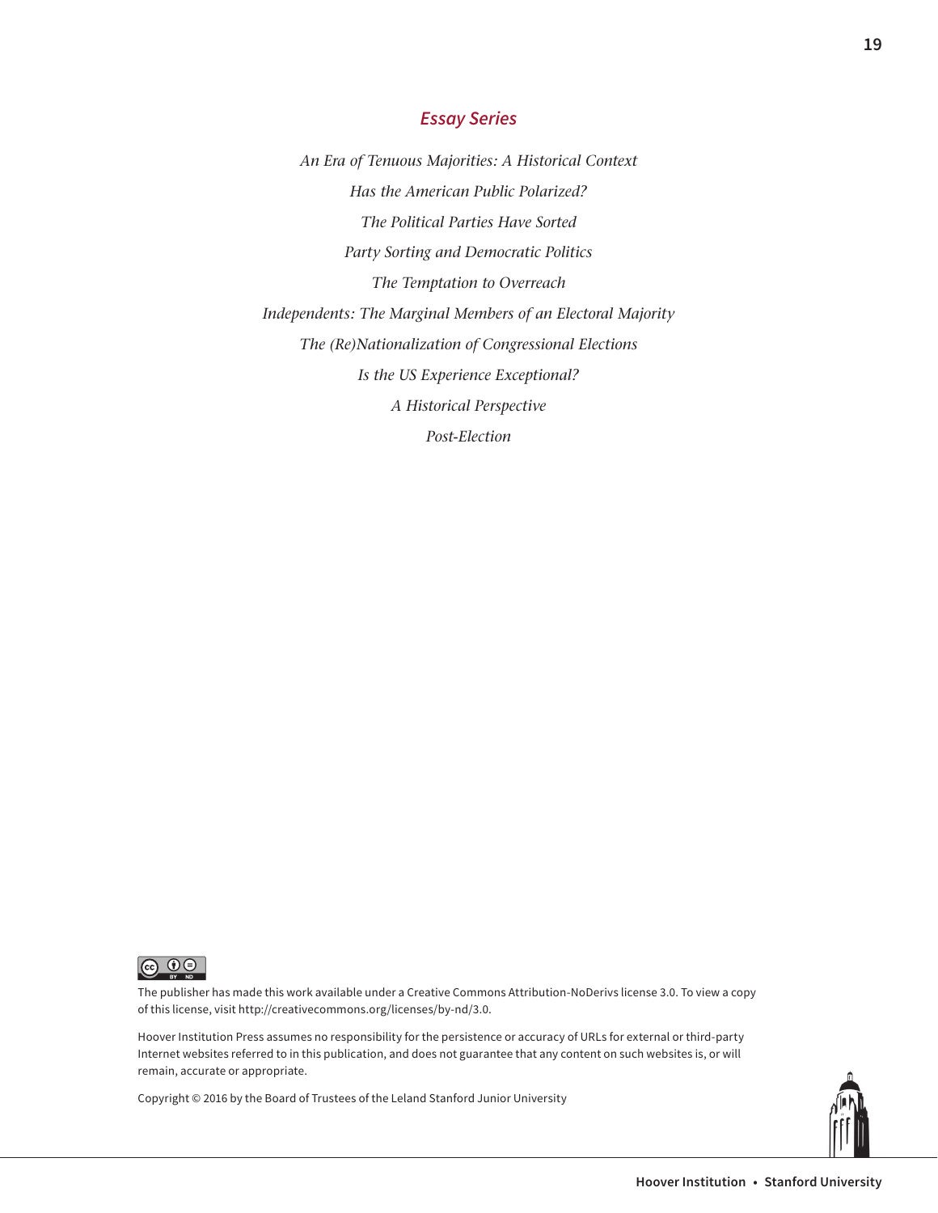## *Essay Series*

*An Era of Tenuous Majorities: A Historical Context*

*Has the American Public Polarized?*

*The Political Parties Have Sorted*

*Party Sorting and Democratic Politics*

*The Temptation to Overreach*

*Independents: The Marginal Members of an Electoral Majority*

*The (Re)Nationalization of Congressional Elections*

*Is the US Experience Exceptional?*

*A Historical Perspective*

*Post-Election*

The publisher has made this work available under a Creative Commons Attribution-NoDerivs license 3.0. To view a copy of this license, visit http://creativecommons.org/licenses/by-nd/3.0.

Hoover Institution Press assumes no responsibility for the persistence or accuracy of URLs for external or third-party Internet websites referred to in this publication, and does not guarantee that any content on such websites is, or will remain, accurate or appropriate.

Copyright © 2016 by the Board of Trustees of the Leland Stanford Junior University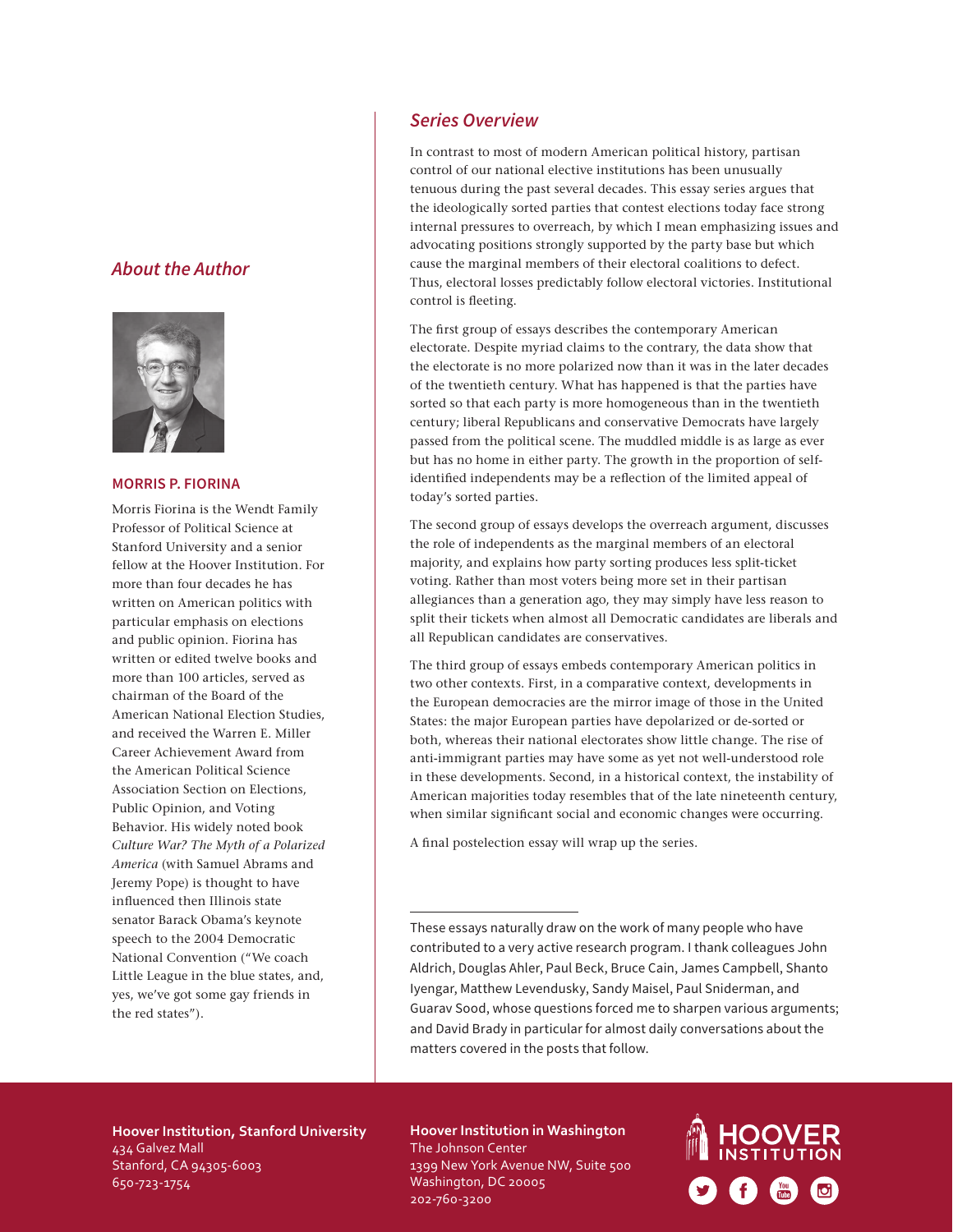## About the Author

### MORRIS P. FIORINA

Morris Fiorina is the Wendt Family Professor of Political Science at Stanford University and a senior fellow at the Hoover Institution. For more than four decades he has written on American politics with particular emphasis on elections and public opinion. Fiorina has written or edited twelve books and more than 100 articles, served as chairman of the Board of the American National Election Studies, and received the Warren E. Miller Career Achievement Award from the American Political Science Association Section on Elections, Public Opinion, and Voting Behavior. His widely noted book *Culture War? The Myth of a Polarized America* (with Samuel Abrams and Jeremy Pope) is thought to have influenced then Illinois state senator Barack Obama's keynote speech to the 2004 Democratic National Convention ("We coach Little League in the blue states, and, yes, we've got some gay friends in the red states").

## Series Overview

In contrast to most of modern American political history, partisan control of our national elective institutions has been unusually tenuous during the past several decades. This essay series argues that the ideologically sorted parties that contest elections today face strong internal pressures to overreach, by which I mean emphasizing issues and advocating positions strongly supported by the party base but which cause the marginal members of their electoral coalitions to defect. Thus, electoral losses predictably follow electoral victories. Institutional control is fleeting.

The first group of essays describes the contemporary American electorate. Despite myriad claims to the contrary, the data show that the electorate is no more polarized now than it was in the later decades of the twentieth century. What has happened is that the parties have sorted so that each party is more homogeneous than in the twentieth century; liberal Republicans and conservative Democrats have largely passed from the political scene. The muddled middle is as large as ever but has no home in either party. The growth in the proportion of self-identified independents may be a reflection of the limited appeal of today's sorted parties.

The second group of essays develops the overreach argument, discusses the role of independents as the marginal members of an electoral majority, and explains how party sorting produces less split-ticket voting. Rather than most voters being more set in their partisan allegiances than a generation ago, they may simply have less reason to split their tickets when almost all Democratic candidates are liberals and all Republican candidates are conservatives.

The third group of essays embeds contemporary American politics in two other contexts. First, in a comparative context, developments in the European democracies are the mirror image of those in the United States: the major European parties have depolarized or de-sorted or both, whereas their national electorates show little change. The rise of anti-immigrant parties may have some as yet not well-understood role in these developments. Second, in a historical context, the instability of American majorities today resembles that of the late nineteenth century, when similar significant social and economic changes were occurring.

A final postelection essay will wrap up the series.

---

These essays naturally draw on the work of many people who have contributed to a very active research program. I thank colleagues John Aldrich, Douglas Ahler, Paul Beck, Bruce Cain, James Campbell, Shanto Iyengar, Matthew Levendusky, Sandy Maisel, Paul Sniderman, and Guarav Sood, whose questions forced me to sharpen various arguments; and David Brady in particular for almost daily conversations about the matters covered in the posts that follow.

**Hoover Institution, Stanford University**
434 Galvez Mall
Stanford, CA 94305-6003
650-723-1754

**Hoover Institution in Washington**
The Johnson Center
1399 New York Avenue NW, Suite 500
Washington, DC 20005
202-760-3200

HOOVER INSTITUTION